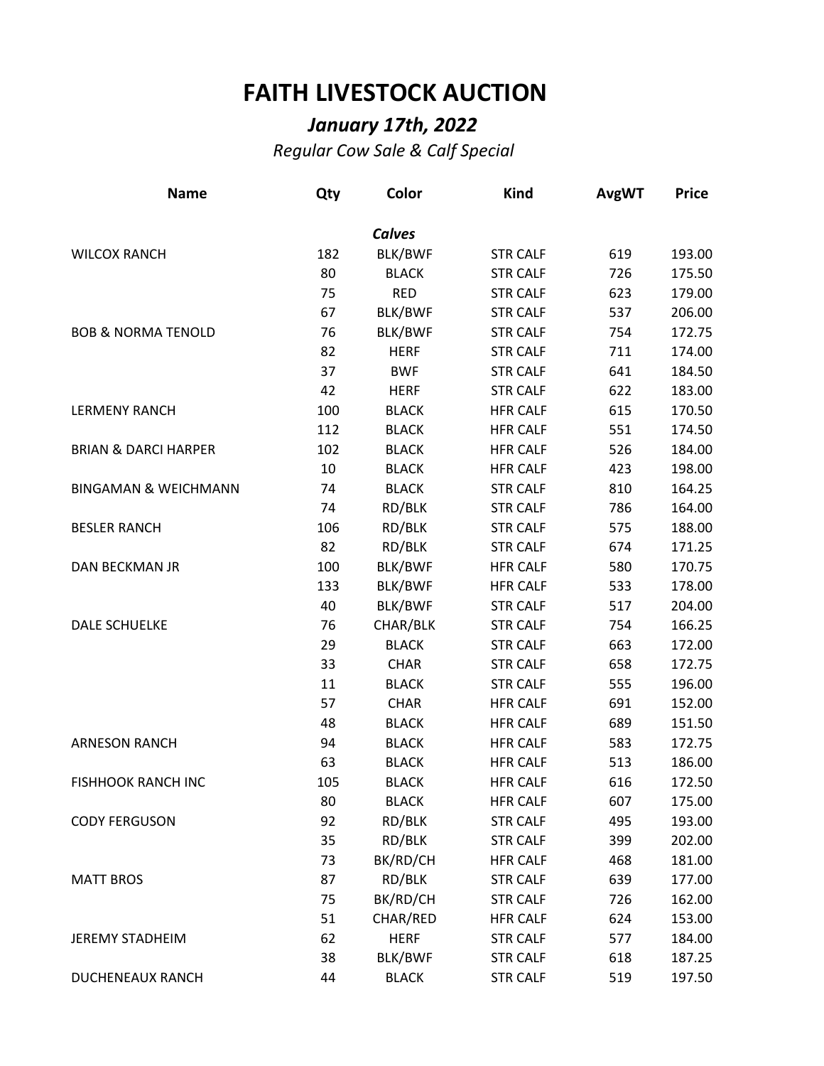# FAITH LIVESTOCK AUCTION

## *January 17th, 2022*

*Regular Cow Sale & Calf Special*

| Name | Qty | Color | Kind | AvgWT | Price |
|---|---|---|---|---|---|
| | | ***Calves*** | | | |
| WILCOX RANCH | 182 | BLK/BWF | STR CALF | 619 | 193.00 |
| | 80 | BLACK | STR CALF | 726 | 175.50 |
| | 75 | RED | STR CALF | 623 | 179.00 |
| | 67 | BLK/BWF | STR CALF | 537 | 206.00 |
| BOB & NORMA TENOLD | 76 | BLK/BWF | STR CALF | 754 | 172.75 |
| | 82 | HERF | STR CALF | 711 | 174.00 |
| | 37 | BWF | STR CALF | 641 | 184.50 |
| | 42 | HERF | STR CALF | 622 | 183.00 |
| LERMENY RANCH | 100 | BLACK | HFR CALF | 615 | 170.50 |
| | 112 | BLACK | HFR CALF | 551 | 174.50 |
| BRIAN & DARCI HARPER | 102 | BLACK | HFR CALF | 526 | 184.00 |
| | 10 | BLACK | HFR CALF | 423 | 198.00 |
| BINGAMAN & WEICHMANN | 74 | BLACK | STR CALF | 810 | 164.25 |
| | 74 | RD/BLK | STR CALF | 786 | 164.00 |
| BESLER RANCH | 106 | RD/BLK | STR CALF | 575 | 188.00 |
| | 82 | RD/BLK | STR CALF | 674 | 171.25 |
| DAN BECKMAN JR | 100 | BLK/BWF | HFR CALF | 580 | 170.75 |
| | 133 | BLK/BWF | HFR CALF | 533 | 178.00 |
| | 40 | BLK/BWF | STR CALF | 517 | 204.00 |
| DALE SCHUELKE | 76 | CHAR/BLK | STR CALF | 754 | 166.25 |
| | 29 | BLACK | STR CALF | 663 | 172.00 |
| | 33 | CHAR | STR CALF | 658 | 172.75 |
| | 11 | BLACK | STR CALF | 555 | 196.00 |
| | 57 | CHAR | HFR CALF | 691 | 152.00 |
| | 48 | BLACK | HFR CALF | 689 | 151.50 |
| ARNESON RANCH | 94 | BLACK | HFR CALF | 583 | 172.75 |
| | 63 | BLACK | HFR CALF | 513 | 186.00 |
| FISHHOOK RANCH INC | 105 | BLACK | HFR CALF | 616 | 172.50 |
| | 80 | BLACK | HFR CALF | 607 | 175.00 |
| CODY FERGUSON | 92 | RD/BLK | STR CALF | 495 | 193.00 |
| | 35 | RD/BLK | STR CALF | 399 | 202.00 |
| | 73 | BK/RD/CH | HFR CALF | 468 | 181.00 |
| MATT BROS | 87 | RD/BLK | STR CALF | 639 | 177.00 |
| | 75 | BK/RD/CH | STR CALF | 726 | 162.00 |
| | 51 | CHAR/RED | HFR CALF | 624 | 153.00 |
| JEREMY STADHEIM | 62 | HERF | STR CALF | 577 | 184.00 |
| | 38 | BLK/BWF | STR CALF | 618 | 187.25 |
| DUCHENEAUX RANCH | 44 | BLACK | STR CALF | 519 | 197.50 |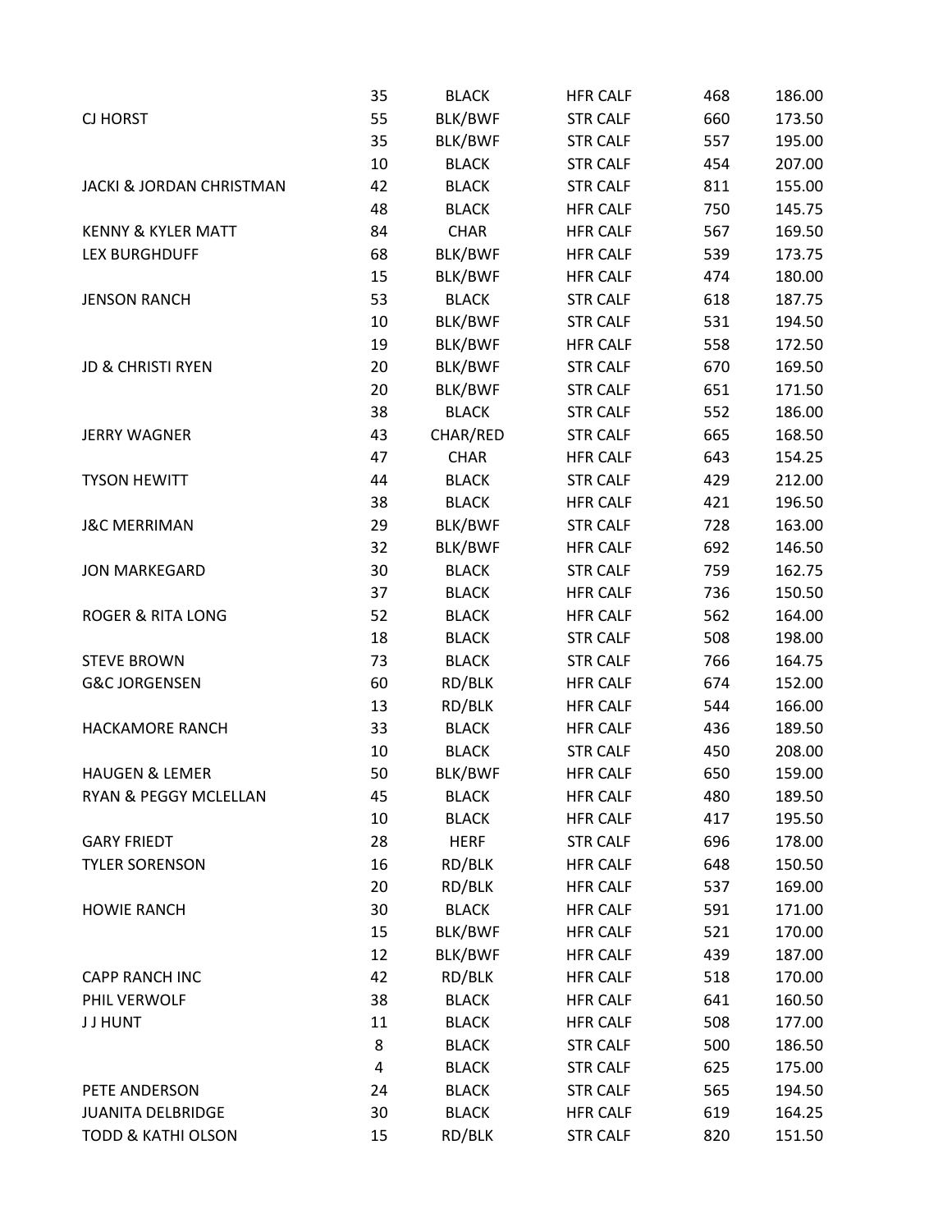| | | | | | |
|---|---|---|---|---|---|
| | 35 | BLACK | HFR CALF | 468 | 186.00 |
| CJ HORST | 55 | BLK/BWF | STR CALF | 660 | 173.50 |
| | 35 | BLK/BWF | STR CALF | 557 | 195.00 |
| | 10 | BLACK | STR CALF | 454 | 207.00 |
| JACKI & JORDAN CHRISTMAN | 42 | BLACK | STR CALF | 811 | 155.00 |
| | 48 | BLACK | HFR CALF | 750 | 145.75 |
| KENNY & KYLER MATT | 84 | CHAR | HFR CALF | 567 | 169.50 |
| LEX BURGHDUFF | 68 | BLK/BWF | HFR CALF | 539 | 173.75 |
| | 15 | BLK/BWF | HFR CALF | 474 | 180.00 |
| JENSON RANCH | 53 | BLACK | STR CALF | 618 | 187.75 |
| | 10 | BLK/BWF | STR CALF | 531 | 194.50 |
| | 19 | BLK/BWF | HFR CALF | 558 | 172.50 |
| JD & CHRISTI RYEN | 20 | BLK/BWF | STR CALF | 670 | 169.50 |
| | 20 | BLK/BWF | STR CALF | 651 | 171.50 |
| | 38 | BLACK | STR CALF | 552 | 186.00 |
| JERRY WAGNER | 43 | CHAR/RED | STR CALF | 665 | 168.50 |
| | 47 | CHAR | HFR CALF | 643 | 154.25 |
| TYSON HEWITT | 44 | BLACK | STR CALF | 429 | 212.00 |
| | 38 | BLACK | HFR CALF | 421 | 196.50 |
| J&C MERRIMAN | 29 | BLK/BWF | STR CALF | 728 | 163.00 |
| | 32 | BLK/BWF | HFR CALF | 692 | 146.50 |
| JON MARKEGARD | 30 | BLACK | STR CALF | 759 | 162.75 |
| | 37 | BLACK | HFR CALF | 736 | 150.50 |
| ROGER & RITA LONG | 52 | BLACK | HFR CALF | 562 | 164.00 |
| | 18 | BLACK | STR CALF | 508 | 198.00 |
| STEVE BROWN | 73 | BLACK | STR CALF | 766 | 164.75 |
| G&C JORGENSEN | 60 | RD/BLK | HFR CALF | 674 | 152.00 |
| | 13 | RD/BLK | HFR CALF | 544 | 166.00 |
| HACKAMORE RANCH | 33 | BLACK | HFR CALF | 436 | 189.50 |
| | 10 | BLACK | STR CALF | 450 | 208.00 |
| HAUGEN & LEMER | 50 | BLK/BWF | HFR CALF | 650 | 159.00 |
| RYAN & PEGGY MCLELLAN | 45 | BLACK | HFR CALF | 480 | 189.50 |
| | 10 | BLACK | HFR CALF | 417 | 195.50 |
| GARY FRIEDT | 28 | HERF | STR CALF | 696 | 178.00 |
| TYLER SORENSON | 16 | RD/BLK | HFR CALF | 648 | 150.50 |
| | 20 | RD/BLK | HFR CALF | 537 | 169.00 |
| HOWIE RANCH | 30 | BLACK | HFR CALF | 591 | 171.00 |
| | 15 | BLK/BWF | HFR CALF | 521 | 170.00 |
| | 12 | BLK/BWF | HFR CALF | 439 | 187.00 |
| CAPP RANCH INC | 42 | RD/BLK | HFR CALF | 518 | 170.00 |
| PHIL VERWOLF | 38 | BLACK | HFR CALF | 641 | 160.50 |
| J J HUNT | 11 | BLACK | HFR CALF | 508 | 177.00 |
| | 8 | BLACK | STR CALF | 500 | 186.50 |
| | 4 | BLACK | STR CALF | 625 | 175.00 |
| PETE ANDERSON | 24 | BLACK | STR CALF | 565 | 194.50 |
| JUANITA DELBRIDGE | 30 | BLACK | HFR CALF | 619 | 164.25 |
| TODD & KATHI OLSON | 15 | RD/BLK | STR CALF | 820 | 151.50 |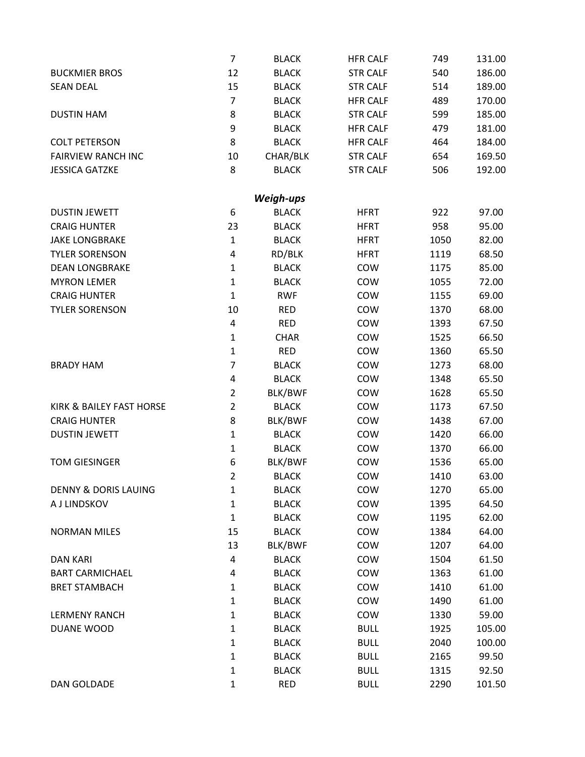| | | | | | |
|---|---|---|---|---|---|
| | 7 | BLACK | HFR CALF | 749 | 131.00 |
| BUCKMIER BROS | 12 | BLACK | STR CALF | 540 | 186.00 |
| SEAN DEAL | 15 | BLACK | STR CALF | 514 | 189.00 |
| | 7 | BLACK | HFR CALF | 489 | 170.00 |
| DUSTIN HAM | 8 | BLACK | STR CALF | 599 | 185.00 |
| | 9 | BLACK | HFR CALF | 479 | 181.00 |
| COLT PETERSON | 8 | BLACK | HFR CALF | 464 | 184.00 |
| FAIRVIEW RANCH INC | 10 | CHAR/BLK | STR CALF | 654 | 169.50 |
| JESSICA GATZKE | 8 | BLACK | STR CALF | 506 | 192.00 |

***Weigh-ups***

| | | | | | |
|---|---|---|---|---|---|
| DUSTIN JEWETT | 6 | BLACK | HFRT | 922 | 97.00 |
| CRAIG HUNTER | 23 | BLACK | HFRT | 958 | 95.00 |
| JAKE LONGBRAKE | 1 | BLACK | HFRT | 1050 | 82.00 |
| TYLER SORENSON | 4 | RD/BLK | HFRT | 1119 | 68.50 |
| DEAN LONGBRAKE | 1 | BLACK | COW | 1175 | 85.00 |
| MYRON LEMER | 1 | BLACK | COW | 1055 | 72.00 |
| CRAIG HUNTER | 1 | RWF | COW | 1155 | 69.00 |
| TYLER SORENSON | 10 | RED | COW | 1370 | 68.00 |
| | 4 | RED | COW | 1393 | 67.50 |
| | 1 | CHAR | COW | 1525 | 66.50 |
| | 1 | RED | COW | 1360 | 65.50 |
| BRADY HAM | 7 | BLACK | COW | 1273 | 68.00 |
| | 4 | BLACK | COW | 1348 | 65.50 |
| | 2 | BLK/BWF | COW | 1628 | 65.50 |
| KIRK & BAILEY FAST HORSE | 2 | BLACK | COW | 1173 | 67.50 |
| CRAIG HUNTER | 8 | BLK/BWF | COW | 1438 | 67.00 |
| DUSTIN JEWETT | 1 | BLACK | COW | 1420 | 66.00 |
| | 1 | BLACK | COW | 1370 | 66.00 |
| TOM GIESINGER | 6 | BLK/BWF | COW | 1536 | 65.00 |
| | 2 | BLACK | COW | 1410 | 63.00 |
| DENNY & DORIS LAUING | 1 | BLACK | COW | 1270 | 65.00 |
| A J LINDSKOV | 1 | BLACK | COW | 1395 | 64.50 |
| | 1 | BLACK | COW | 1195 | 62.00 |
| NORMAN MILES | 15 | BLACK | COW | 1384 | 64.00 |
| | 13 | BLK/BWF | COW | 1207 | 64.00 |
| DAN KARI | 4 | BLACK | COW | 1504 | 61.50 |
| BART CARMICHAEL | 4 | BLACK | COW | 1363 | 61.00 |
| BRET STAMBACH | 1 | BLACK | COW | 1410 | 61.00 |
| | 1 | BLACK | COW | 1490 | 61.00 |
| LERMENY RANCH | 1 | BLACK | COW | 1330 | 59.00 |
| DUANE WOOD | 1 | BLACK | BULL | 1925 | 105.00 |
| | 1 | BLACK | BULL | 2040 | 100.00 |
| | 1 | BLACK | BULL | 2165 | 99.50 |
| | 1 | BLACK | BULL | 1315 | 92.50 |
| DAN GOLDADE | 1 | RED | BULL | 2290 | 101.50 |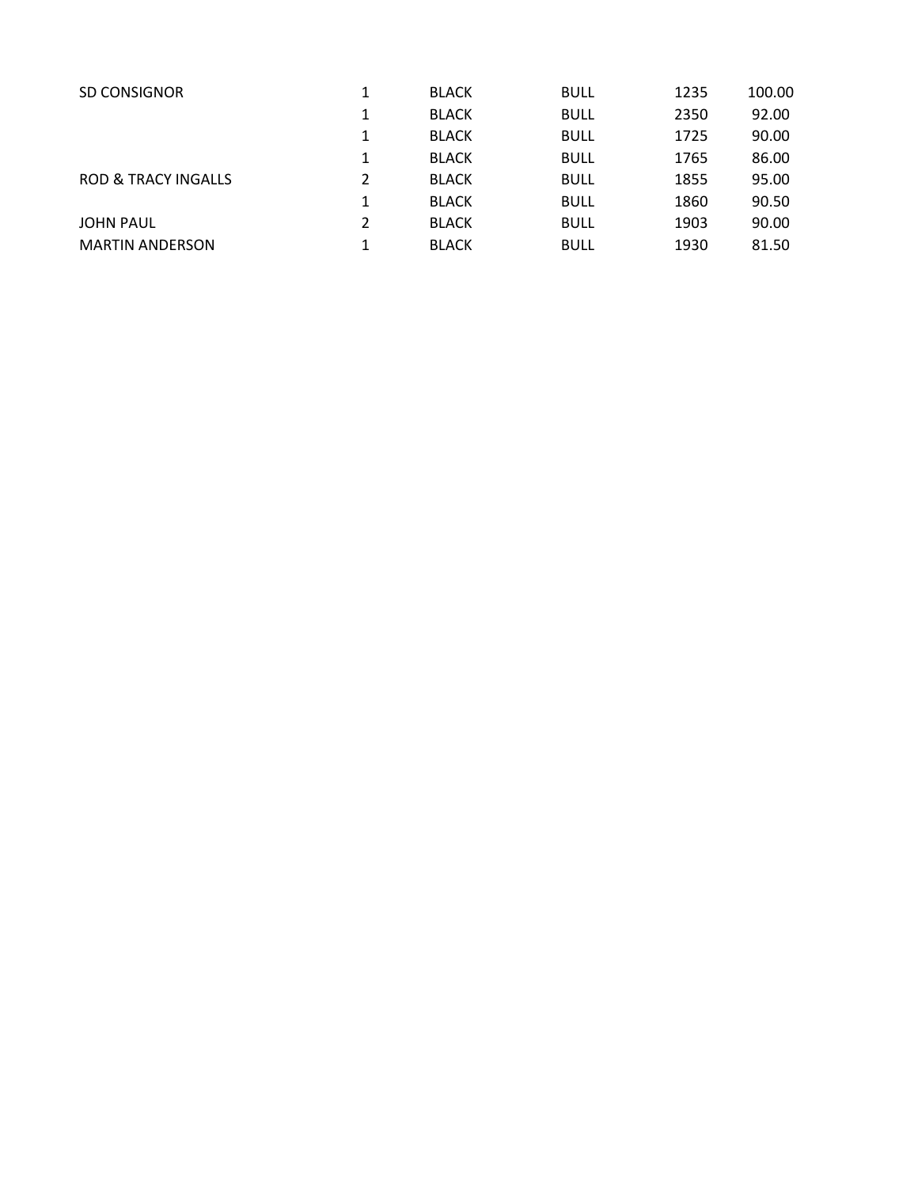| | | | | | |
|---|---|---|---|---|---|
| SD CONSIGNOR | 1 | BLACK | BULL | 1235 | 100.00 |
| | 1 | BLACK | BULL | 2350 | 92.00 |
| | 1 | BLACK | BULL | 1725 | 90.00 |
| | 1 | BLACK | BULL | 1765 | 86.00 |
| ROD & TRACY INGALLS | 2 | BLACK | BULL | 1855 | 95.00 |
| | 1 | BLACK | BULL | 1860 | 90.50 |
| JOHN PAUL | 2 | BLACK | BULL | 1903 | 90.00 |
| MARTIN ANDERSON | 1 | BLACK | BULL | 1930 | 81.50 |